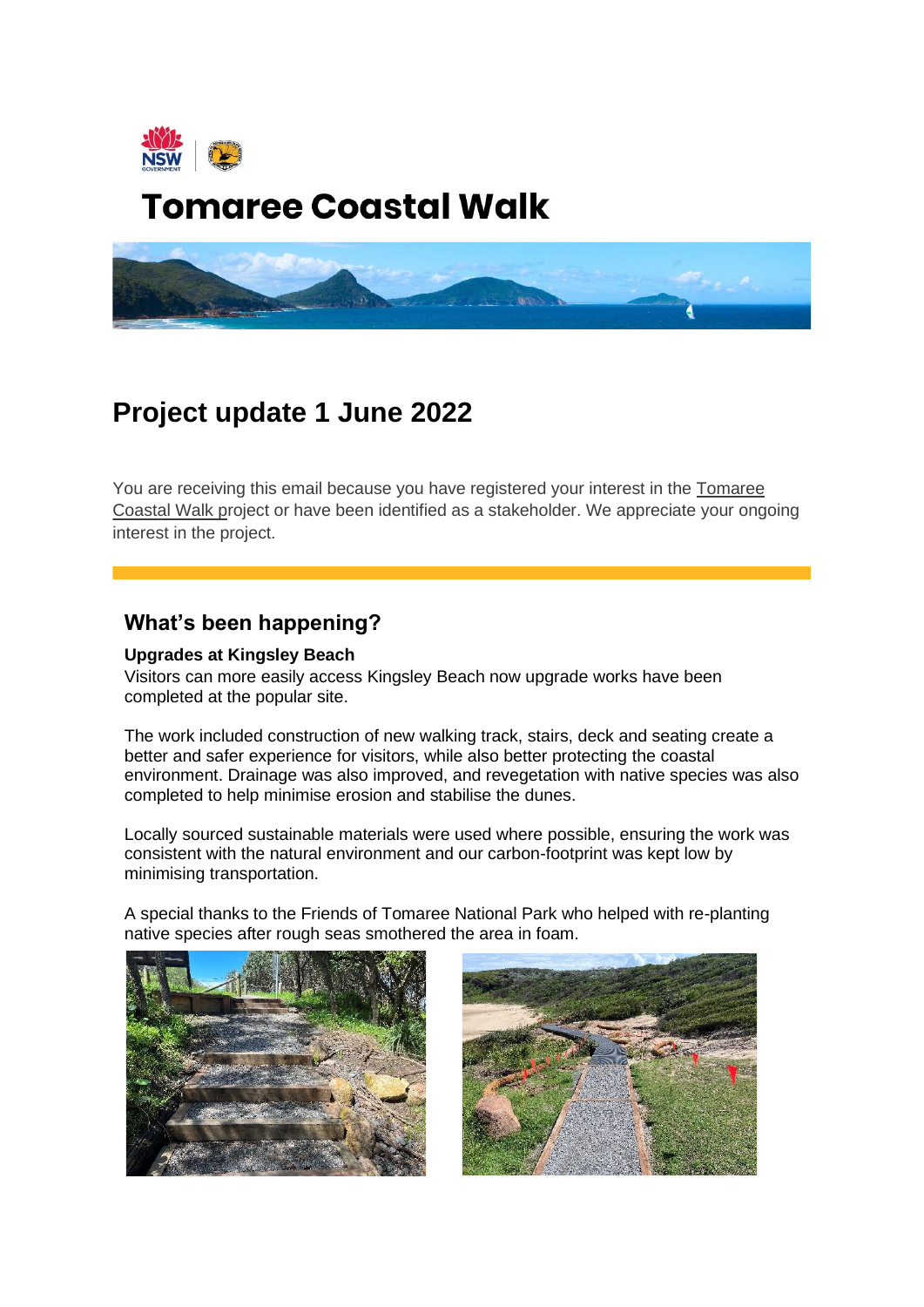# Tomaree Coastal Walk

## Project update 1 June 2022

You are receiving this email because you have registered your interest in the Tomaree Coastal Walk project or have been identified as a stakeholder. We appreciate your ongoing interest in the project.

### What's been happening?

**Upgrades at Kingsley Beach**

Visitors can more easily access Kingsley Beach now upgrade works have been completed at the popular site.

The work included construction of new walking track, stairs, deck and seating create a better and safer experience for visitors, while also better protecting the coastal environment. Drainage was also improved, and revegetation with native species was also completed to help minimise erosion and stabilise the dunes.

Locally sourced sustainable materials were used where possible, ensuring the work was consistent with the natural environment and our carbon-footprint was kept low by minimising transportation.

A special thanks to the Friends of Tomaree National Park who helped with re-planting native species after rough seas smothered the area in foam.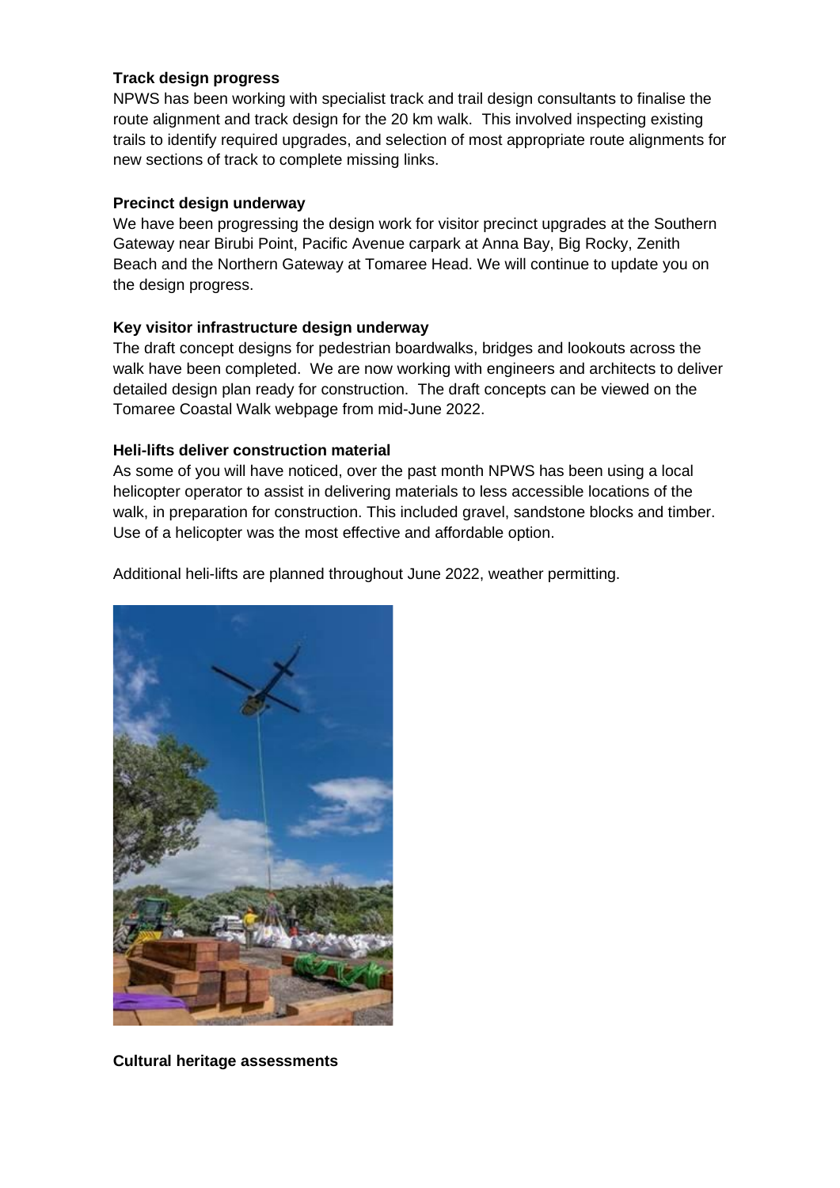**Track design progress**

NPWS has been working with specialist track and trail design consultants to finalise the route alignment and track design for the 20 km walk. This involved inspecting existing trails to identify required upgrades, and selection of most appropriate route alignments for new sections of track to complete missing links.

**Precinct design underway**

We have been progressing the design work for visitor precinct upgrades at the Southern Gateway near Birubi Point, Pacific Avenue carpark at Anna Bay, Big Rocky, Zenith Beach and the Northern Gateway at Tomaree Head. We will continue to update you on the design progress.

**Key visitor infrastructure design underway**

The draft concept designs for pedestrian boardwalks, bridges and lookouts across the walk have been completed. We are now working with engineers and architects to deliver detailed design plan ready for construction. The draft concepts can be viewed on the Tomaree Coastal Walk webpage from mid-June 2022.

**Heli-lifts deliver construction material**

As some of you will have noticed, over the past month NPWS has been using a local helicopter operator to assist in delivering materials to less accessible locations of the walk, in preparation for construction. This included gravel, sandstone blocks and timber. Use of a helicopter was the most effective and affordable option.

Additional heli-lifts are planned throughout June 2022, weather permitting.

**Cultural heritage assessments**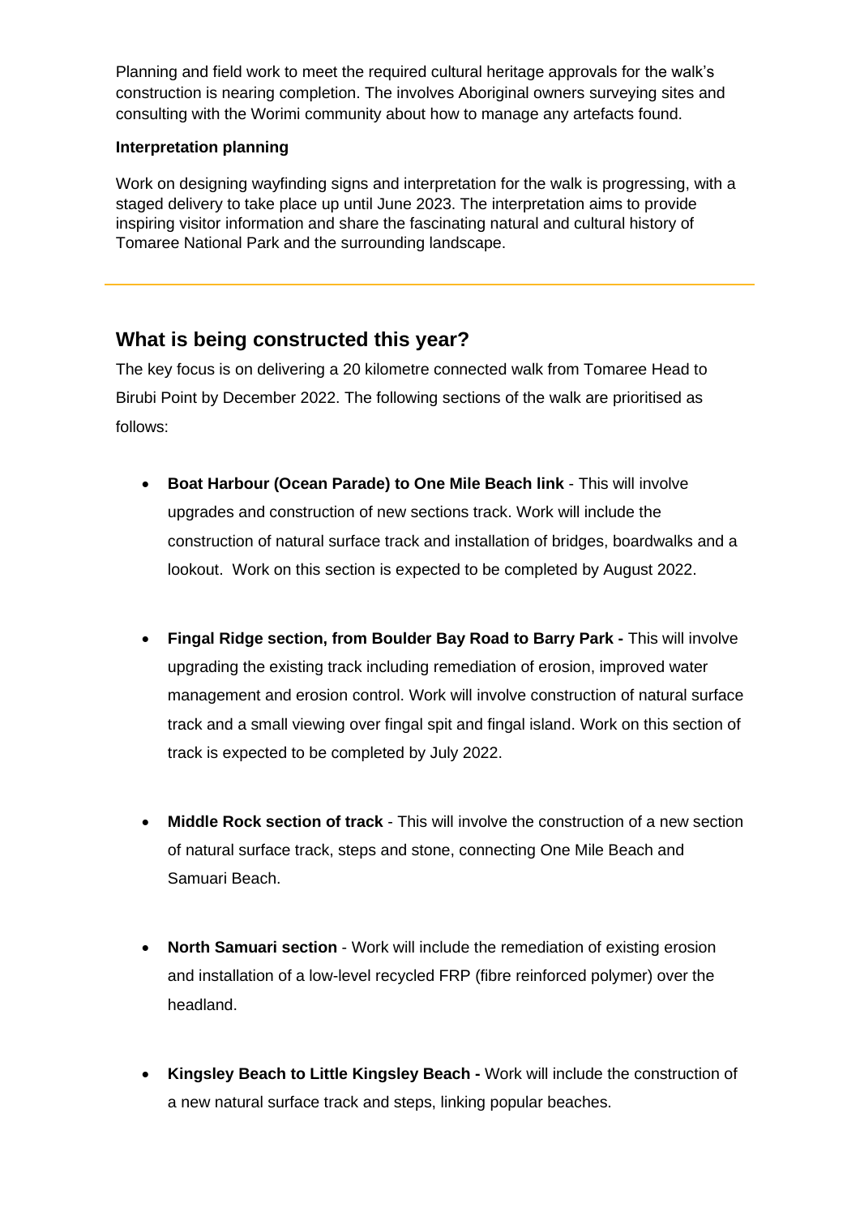Planning and field work to meet the required cultural heritage approvals for the walk's construction is nearing completion. The involves Aboriginal owners surveying sites and consulting with the Worimi community about how to manage any artefacts found.

**Interpretation planning**

Work on designing wayfinding signs and interpretation for the walk is progressing, with a staged delivery to take place up until June 2023. The interpretation aims to provide inspiring visitor information and share the fascinating natural and cultural history of Tomaree National Park and the surrounding landscape.

---

## What is being constructed this year?

The key focus is on delivering a 20 kilometre connected walk from Tomaree Head to Birubi Point by December 2022. The following sections of the walk are prioritised as follows:

- **Boat Harbour (Ocean Parade) to One Mile Beach link** - This will involve upgrades and construction of new sections track. Work will include the construction of natural surface track and installation of bridges, boardwalks and a lookout. Work on this section is expected to be completed by August 2022.

- **Fingal Ridge section, from Boulder Bay Road to Barry Park -** This will involve upgrading the existing track including remediation of erosion, improved water management and erosion control. Work will involve construction of natural surface track and a small viewing over fingal spit and fingal island. Work on this section of track is expected to be completed by July 2022.

- **Middle Rock section of track** - This will involve the construction of a new section of natural surface track, steps and stone, connecting One Mile Beach and Samuari Beach.

- **North Samuari section** - Work will include the remediation of existing erosion and installation of a low-level recycled FRP (fibre reinforced polymer) over the headland.

- **Kingsley Beach to Little Kingsley Beach -** Work will include the construction of a new natural surface track and steps, linking popular beaches.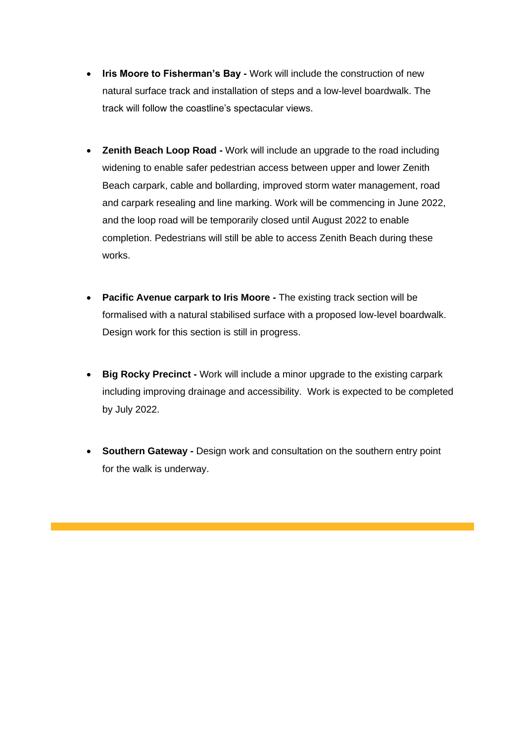- **Iris Moore to Fisherman's Bay -** Work will include the construction of new natural surface track and installation of steps and a low-level boardwalk. The track will follow the coastline's spectacular views.

- **Zenith Beach Loop Road -** Work will include an upgrade to the road including widening to enable safer pedestrian access between upper and lower Zenith Beach carpark, cable and bollarding, improved storm water management, road and carpark resealing and line marking. Work will be commencing in June 2022, and the loop road will be temporarily closed until August 2022 to enable completion. Pedestrians will still be able to access Zenith Beach during these works.

- **Pacific Avenue carpark to Iris Moore -** The existing track section will be formalised with a natural stabilised surface with a proposed low-level boardwalk. Design work for this section is still in progress.

- **Big Rocky Precinct -** Work will include a minor upgrade to the existing carpark including improving drainage and accessibility. Work is expected to be completed by July 2022.

- **Southern Gateway -** Design work and consultation on the southern entry point for the walk is underway.